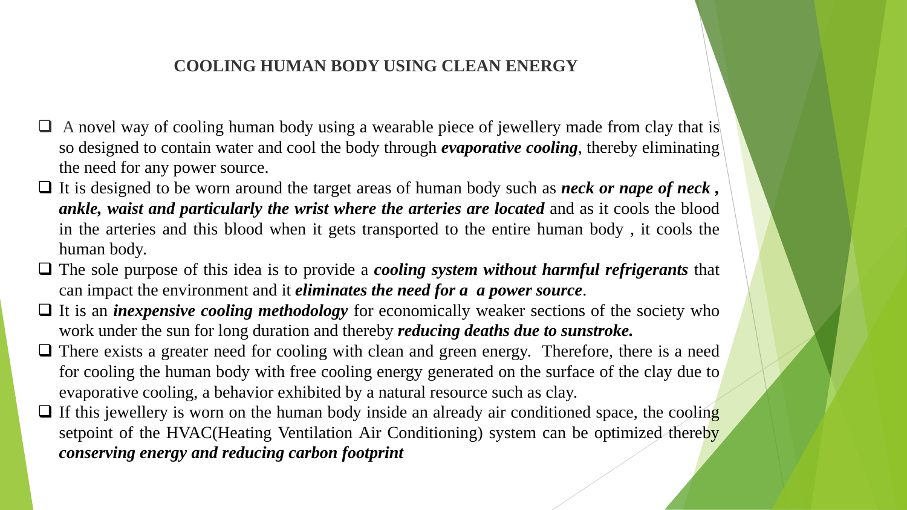# COOLING HUMAN BODY USING CLEAN ENERGY

- A novel way of cooling human body using a wearable piece of jewellery made from clay that is so designed to contain water and cool the body through ***evaporative cooling***, thereby eliminating the need for any power source.
- It is designed to be worn around the target areas of human body such as ***neck or nape of neck , ankle, waist and particularly the wrist where the arteries are located*** and as it cools the blood in the arteries and this blood when it gets transported to the entire human body , it cools the human body.
- The sole purpose of this idea is to provide a ***cooling system without harmful refrigerants*** that can impact the environment and it ***eliminates the need for a a power source***.
- It is an ***inexpensive cooling methodology*** for economically weaker sections of the society who work under the sun for long duration and thereby ***reducing deaths due to sunstroke.***
- There exists a greater need for cooling with clean and green energy. Therefore, there is a need for cooling the human body with free cooling energy generated on the surface of the clay due to evaporative cooling, a behavior exhibited by a natural resource such as clay.
- If this jewellery is worn on the human body inside an already air conditioned space, the cooling setpoint of the HVAC(Heating Ventilation Air Conditioning) system can be optimized thereby ***conserving energy and reducing carbon footprint***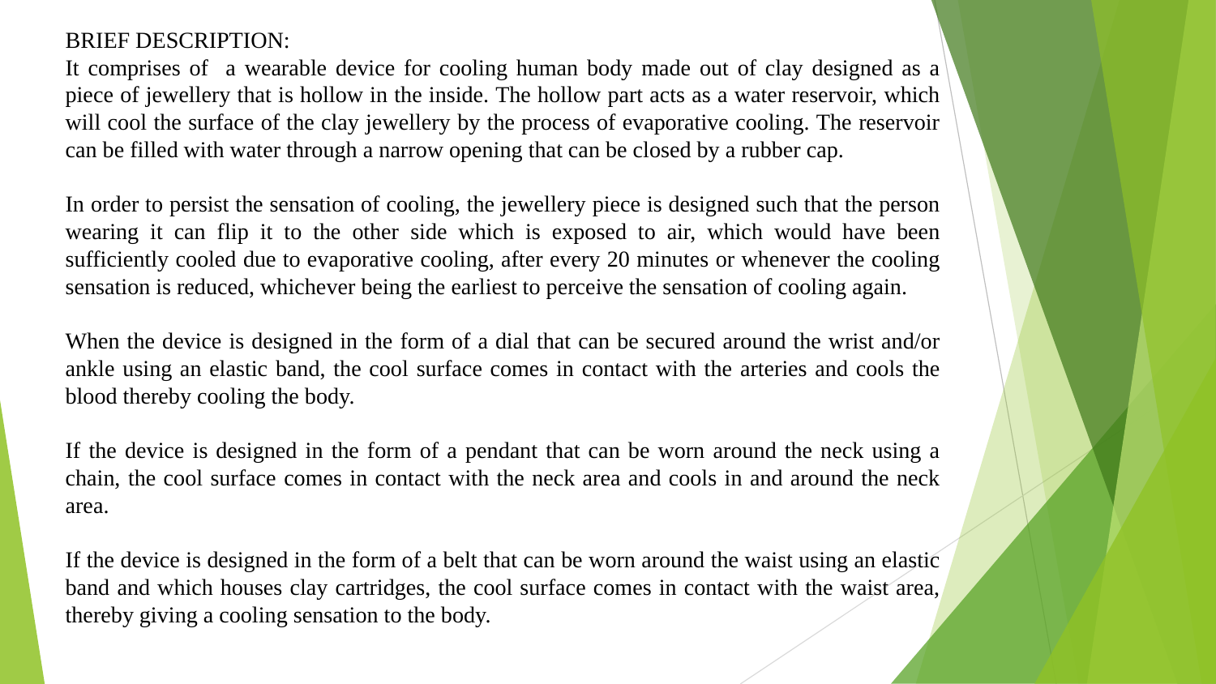BRIEF DESCRIPTION:

It comprises of a wearable device for cooling human body made out of clay designed as a piece of jewellery that is hollow in the inside. The hollow part acts as a water reservoir, which will cool the surface of the clay jewellery by the process of evaporative cooling. The reservoir can be filled with water through a narrow opening that can be closed by a rubber cap.

In order to persist the sensation of cooling, the jewellery piece is designed such that the person wearing it can flip it to the other side which is exposed to air, which would have been sufficiently cooled due to evaporative cooling, after every 20 minutes or whenever the cooling sensation is reduced, whichever being the earliest to perceive the sensation of cooling again.

When the device is designed in the form of a dial that can be secured around the wrist and/or ankle using an elastic band, the cool surface comes in contact with the arteries and cools the blood thereby cooling the body.

If the device is designed in the form of a pendant that can be worn around the neck using a chain, the cool surface comes in contact with the neck area and cools in and around the neck area.

If the device is designed in the form of a belt that can be worn around the waist using an elastic band and which houses clay cartridges, the cool surface comes in contact with the waist area, thereby giving a cooling sensation to the body.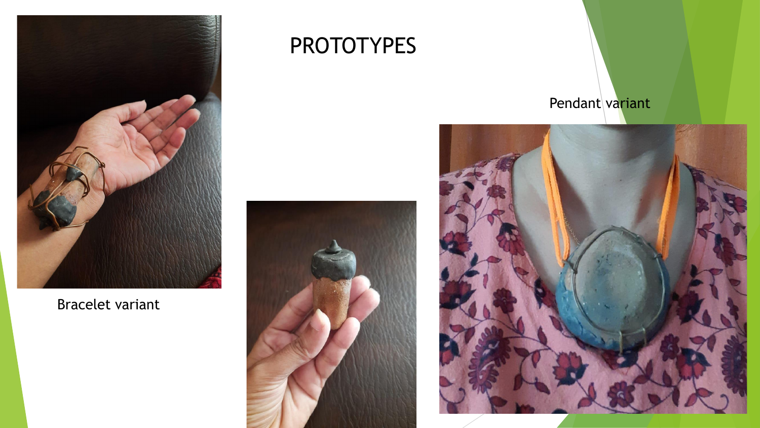# PROTOTYPES

Pendant variant

Bracelet variant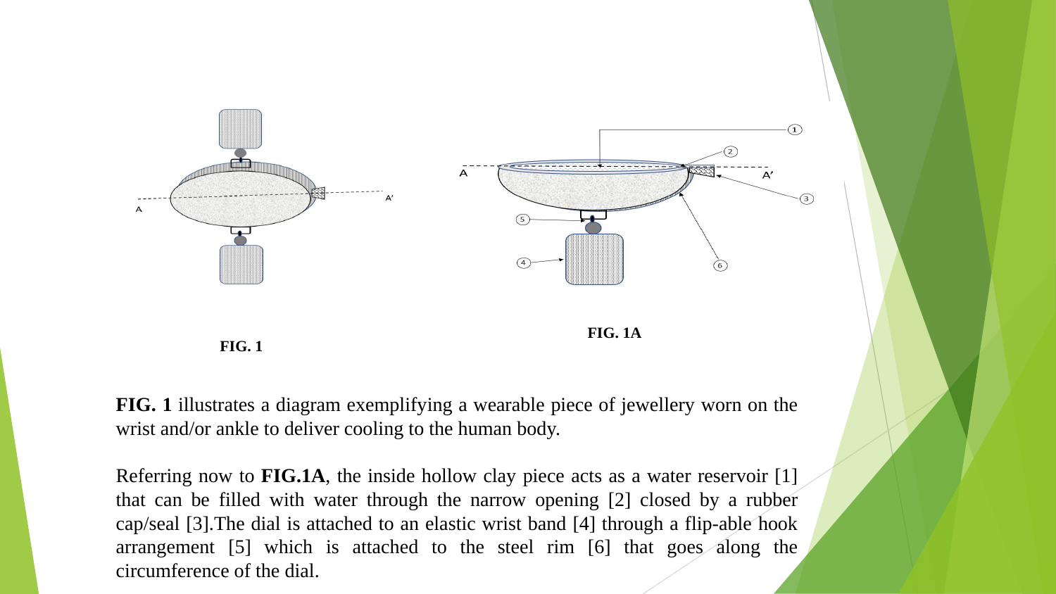FIG. 1

FIG. 1A

**FIG. 1** illustrates a diagram exemplifying a wearable piece of jewellery worn on the wrist and/or ankle to deliver cooling to the human body.

Referring now to **FIG.1A**, the inside hollow clay piece acts as a water reservoir [1] that can be filled with water through the narrow opening [2] closed by a rubber cap/seal [3].The dial is attached to an elastic wrist band [4] through a flip-able hook arrangement [5] which is attached to the steel rim [6] that goes along the circumference of the dial.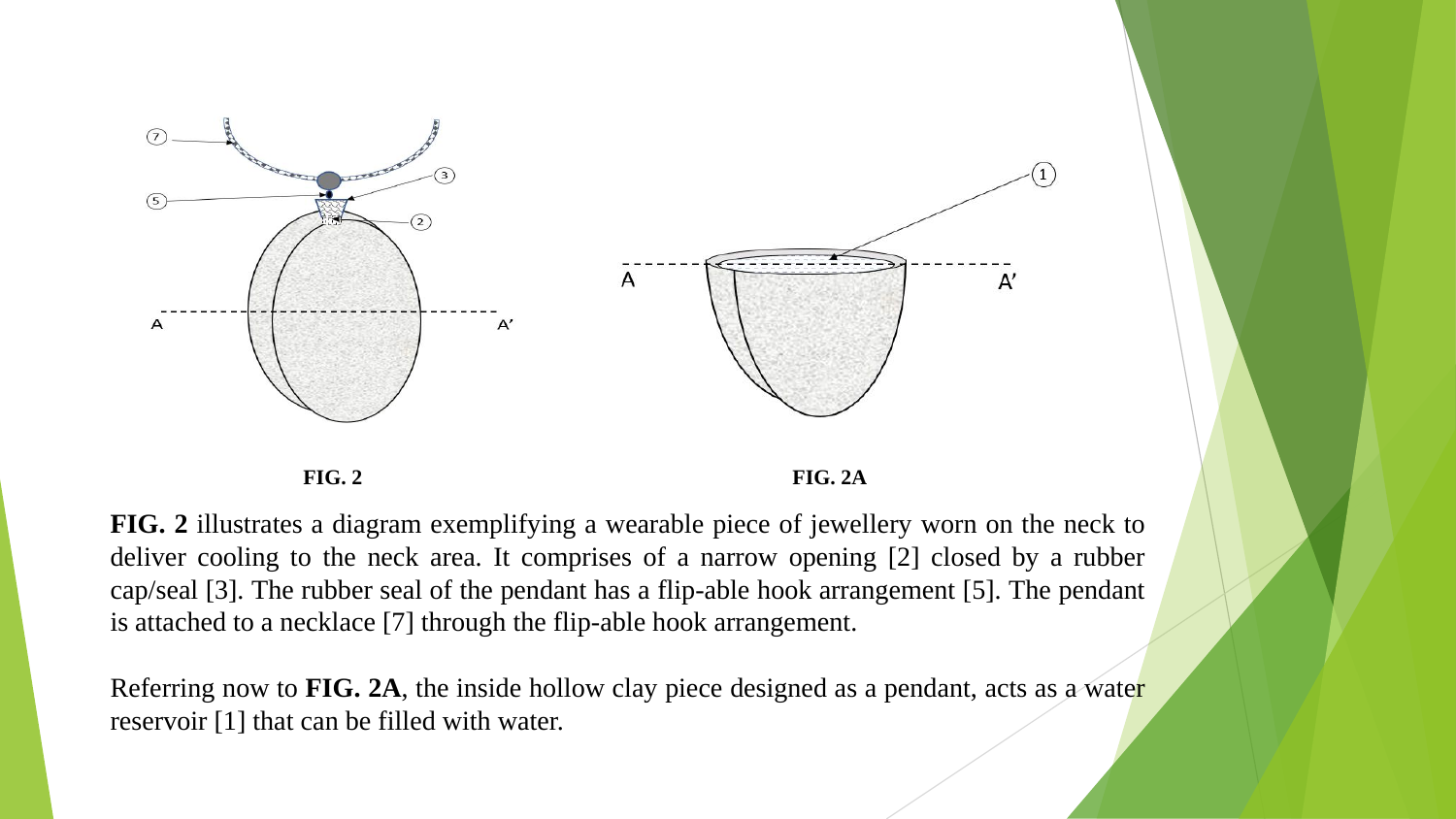**FIG. 2** **FIG. 2A**

**FIG. 2** illustrates a diagram exemplifying a wearable piece of jewellery worn on the neck to deliver cooling to the neck area. It comprises of a narrow opening [2] closed by a rubber cap/seal [3]. The rubber seal of the pendant has a flip-able hook arrangement [5]. The pendant is attached to a necklace [7] through the flip-able hook arrangement.

Referring now to **FIG. 2A**, the inside hollow clay piece designed as a pendant, acts as a water reservoir [1] that can be filled with water.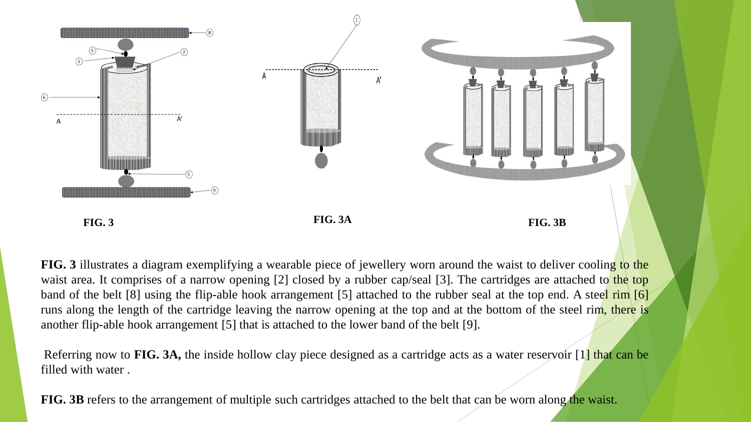FIG. 3

FIG. 3A

FIG. 3B

**FIG. 3** illustrates a diagram exemplifying a wearable piece of jewellery worn around the waist to deliver cooling to the waist area. It comprises of a narrow opening [2] closed by a rubber cap/seal [3]. The cartridges are attached to the top band of the belt [8] using the flip-able hook arrangement [5] attached to the rubber seal at the top end. A steel rim [6] runs along the length of the cartridge leaving the narrow opening at the top and at the bottom of the steel rim, there is another flip-able hook arrangement [5] that is attached to the lower band of the belt [9].

Referring now to **FIG. 3A,** the inside hollow clay piece designed as a cartridge acts as a water reservoir [1] that can be filled with water .

**FIG. 3B** refers to the arrangement of multiple such cartridges attached to the belt that can be worn along the waist.